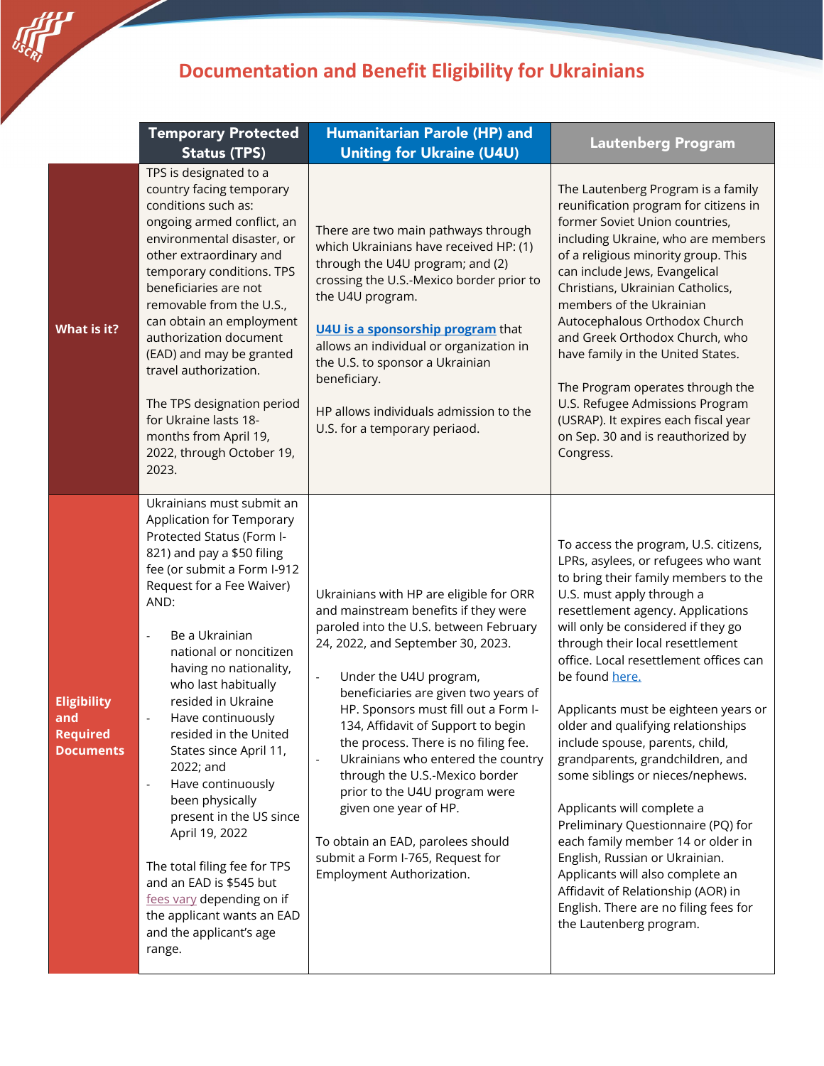# Documentation and Benefit Eligibility for Ukrainians

| | Temporary Protected Status (TPS) | Humanitarian Parole (HP) and Uniting for Ukraine (U4U) | Lautenberg Program |
|---|---|---|---|
| **What is it?** | TPS is designated to a country facing temporary conditions such as: ongoing armed conflict, an environmental disaster, or other extraordinary and temporary conditions. TPS beneficiaries are not removable from the U.S., can obtain an employment authorization document (EAD) and may be granted travel authorization.<br><br>The TPS designation period for Ukraine lasts 18-months from April 19, 2022, through October 19, 2023. | There are two main pathways through which Ukrainians have received HP: (1) through the U4U program; and (2) crossing the U.S.-Mexico border prior to the U4U program.<br><br>[U4U is a sponsorship program](#) that allows an individual or organization in the U.S. to sponsor a Ukrainian beneficiary.<br><br>HP allows individuals admission to the U.S. for a temporary periaod. | The Lautenberg Program is a family reunification program for citizens in former Soviet Union countries, including Ukraine, who are members of a religious minority group. This can include Jews, Evangelical Christians, Ukrainian Catholics, members of the Ukrainian Autocephalous Orthodox Church and Greek Orthodox Church, who have family in the United States.<br><br>The Program operates through the U.S. Refugee Admissions Program (USRAP). It expires each fiscal year on Sep. 30 and is reauthorized by Congress. |
| **Eligibility and Required Documents** | Ukrainians must submit an Application for Temporary Protected Status (Form I-821) and pay a $50 filing fee (or submit a Form I-912 Request for a Fee Waiver) AND:<br><br>- Be a Ukrainian national or noncitizen having no nationality, who last habitually resided in Ukraine<br>- Have continuously resided in the United States since April 11, 2022; and<br>- Have continuously been physically present in the US since April 19, 2022<br><br>The total filing fee for TPS and an EAD is $545 but [fees vary](#) depending on if the applicant wants an EAD and the applicant's age range. | Ukrainians with HP are eligible for ORR and mainstream benefits if they were paroled into the U.S. between February 24, 2022, and September 30, 2023.<br><br>- Under the U4U program, beneficiaries are given two years of HP. Sponsors must fill out a Form I-134, Affidavit of Support to begin the process. There is no filing fee.<br>- Ukrainians who entered the country through the U.S.-Mexico border prior to the U4U program were given one year of HP.<br><br>To obtain an EAD, parolees should submit a Form I-765, Request for Employment Authorization. | To access the program, U.S. citizens, LPRs, asylees, or refugees who want to bring their family members to the U.S. must apply through a resettlement agency. Applications will only be considered if they go through their local resettlement office. Local resettlement offices can be found [here.](#)<br><br>Applicants must be eighteen years or older and qualifying relationships include spouse, parents, child, grandparents, grandchildren, and some siblings or nieces/nephews.<br><br>Applicants will complete a Preliminary Questionnaire (PQ) for each family member 14 or older in English, Russian or Ukrainian. Applicants will also complete an Affidavit of Relationship (AOR) in English. There are no filing fees for the Lautenberg program. |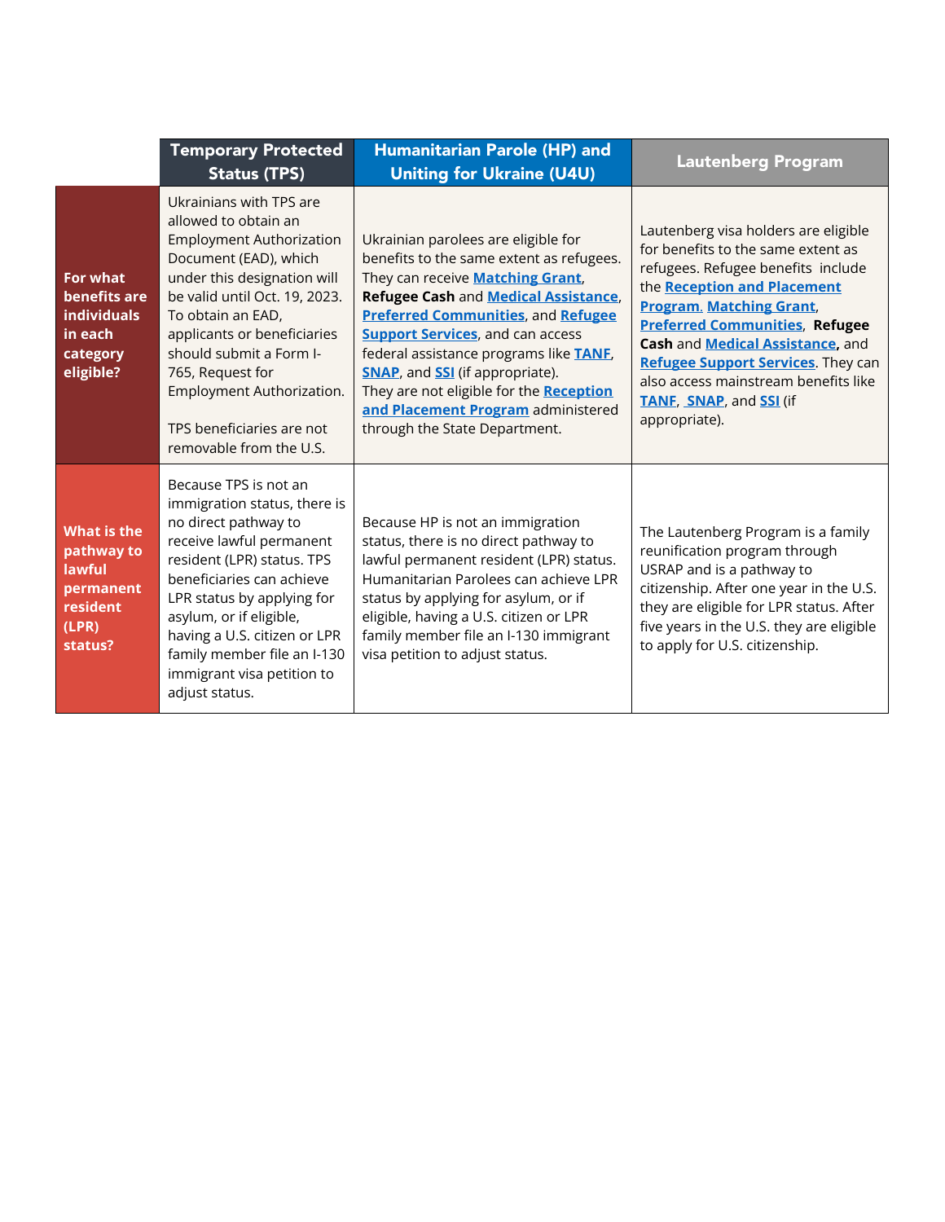| | Temporary Protected Status (TPS) | Humanitarian Parole (HP) and Uniting for Ukraine (U4U) | Lautenberg Program |
|---|---|---|---|
| **For what benefits are individuals in each category eligible?** | Ukrainians with TPS are allowed to obtain an Employment Authorization Document (EAD), which under this designation will be valid until Oct. 19, 2023. To obtain an EAD, applicants or beneficiaries should submit a Form I-765, Request for Employment Authorization.<br><br>TPS beneficiaries are not removable from the U.S. | Ukrainian parolees are eligible for benefits to the same extent as refugees. They can receive **Matching Grant**, **Refugee Cash** and **Medical Assistance**, **Preferred Communities**, and **Refugee Support Services**, and can access federal assistance programs like **TANF**, **SNAP**, and **SSI** (if appropriate). They are not eligible for the **Reception and Placement Program** administered through the State Department. | Lautenberg visa holders are eligible for benefits to the same extent as refugees. Refugee benefits include the **Reception and Placement Program**. **Matching Grant**, **Preferred Communities**, **Refugee Cash** and **Medical Assistance**, and **Refugee Support Services**. They can also access mainstream benefits like **TANF**, **SNAP**, and **SSI** (if appropriate). |
| **What is the pathway to lawful permanent resident (LPR) status?** | Because TPS is not an immigration status, there is no direct pathway to receive lawful permanent resident (LPR) status. TPS beneficiaries can achieve LPR status by applying for asylum, or if eligible, having a U.S. citizen or LPR family member file an I-130 immigrant visa petition to adjust status. | Because HP is not an immigration status, there is no direct pathway to lawful permanent resident (LPR) status. Humanitarian Parolees can achieve LPR status by applying for asylum, or if eligible, having a U.S. citizen or LPR family member file an I-130 immigrant visa petition to adjust status. | The Lautenberg Program is a family reunification program through USRAP and is a pathway to citizenship. After one year in the U.S. they are eligible for LPR status. After five years in the U.S. they are eligible to apply for U.S. citizenship. |